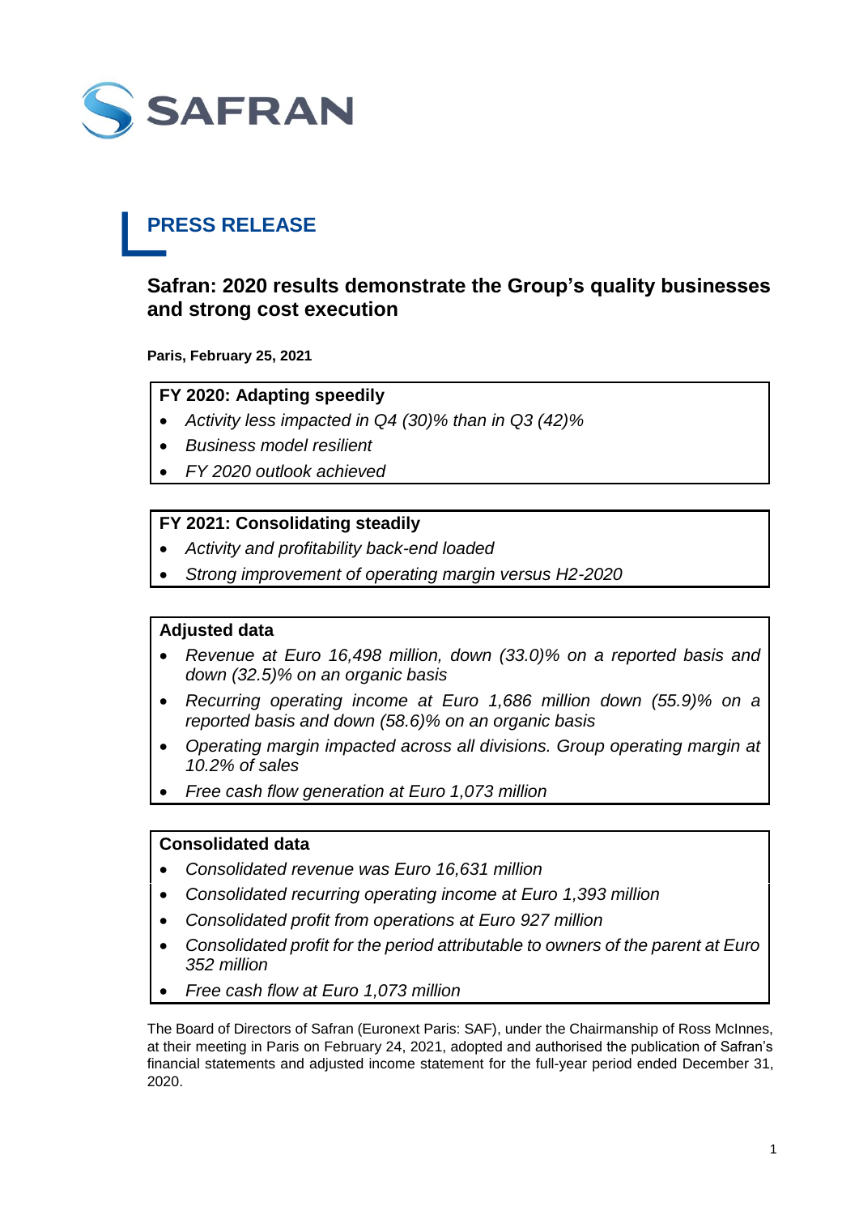SAFRAN

# PRESS RELEASE

## Safran: 2020 results demonstrate the Group's quality businesses and strong cost execution

**Paris, February 25, 2021**

**FY 2020: Adapting speedily**

- *Activity less impacted in Q4 (30)% than in Q3 (42)%*
- *Business model resilient*
- *FY 2020 outlook achieved*

**FY 2021: Consolidating steadily**

- *Activity and profitability back-end loaded*
- *Strong improvement of operating margin versus H2-2020*

**Adjusted data**

- *Revenue at Euro 16,498 million, down (33.0)% on a reported basis and down (32.5)% on an organic basis*
- *Recurring operating income at Euro 1,686 million down (55.9)% on a reported basis and down (58.6)% on an organic basis*
- *Operating margin impacted across all divisions. Group operating margin at 10.2% of sales*
- *Free cash flow generation at Euro 1,073 million*

**Consolidated data**

- *Consolidated revenue was Euro 16,631 million*
- *Consolidated recurring operating income at Euro 1,393 million*
- *Consolidated profit from operations at Euro 927 million*
- *Consolidated profit for the period attributable to owners of the parent at Euro 352 million*
- *Free cash flow at Euro 1,073 million*

The Board of Directors of Safran (Euronext Paris: SAF), under the Chairmanship of Ross McInnes, at their meeting in Paris on February 24, 2021, adopted and authorised the publication of Safran's financial statements and adjusted income statement for the full-year period ended December 31, 2020.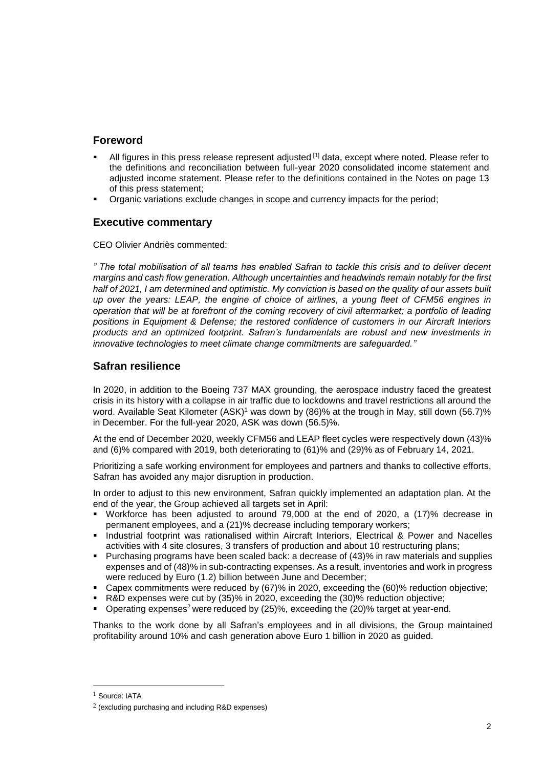## Foreword

- All figures in this press release represent adjusted [1] data, except where noted. Please refer to the definitions and reconciliation between full-year 2020 consolidated income statement and adjusted income statement. Please refer to the definitions contained in the Notes on page 13 of this press statement;
- Organic variations exclude changes in scope and currency impacts for the period;

## Executive commentary

CEO Olivier Andriès commented:

*" The total mobilisation of all teams has enabled Safran to tackle this crisis and to deliver decent margins and cash flow generation. Although uncertainties and headwinds remain notably for the first half of 2021, I am determined and optimistic. My conviction is based on the quality of our assets built up over the years: LEAP, the engine of choice of airlines, a young fleet of CFM56 engines in operation that will be at forefront of the coming recovery of civil aftermarket; a portfolio of leading positions in Equipment & Defense; the restored confidence of customers in our Aircraft Interiors products and an optimized footprint. Safran's fundamentals are robust and new investments in innovative technologies to meet climate change commitments are safeguarded."*

## Safran resilience

In 2020, in addition to the Boeing 737 MAX grounding, the aerospace industry faced the greatest crisis in its history with a collapse in air traffic due to lockdowns and travel restrictions all around the word. Available Seat Kilometer (ASK)[1] was down by (86)% at the trough in May, still down (56.7)% in December. For the full-year 2020, ASK was down (56.5)%.

At the end of December 2020, weekly CFM56 and LEAP fleet cycles were respectively down (43)% and (6)% compared with 2019, both deteriorating to (61)% and (29)% as of February 14, 2021.

Prioritizing a safe working environment for employees and partners and thanks to collective efforts, Safran has avoided any major disruption in production.

In order to adjust to this new environment, Safran quickly implemented an adaptation plan. At the end of the year, the Group achieved all targets set in April:

- Workforce has been adjusted to around 79,000 at the end of 2020, a (17)% decrease in permanent employees, and a (21)% decrease including temporary workers;
- Industrial footprint was rationalised within Aircraft Interiors, Electrical & Power and Nacelles activities with 4 site closures, 3 transfers of production and about 10 restructuring plans;
- Purchasing programs have been scaled back: a decrease of (43)% in raw materials and supplies expenses and of (48)% in sub-contracting expenses. As a result, inventories and work in progress were reduced by Euro (1.2) billion between June and December;
- Capex commitments were reduced by (67)% in 2020, exceeding the (60)% reduction objective;
- R&D expenses were cut by (35)% in 2020, exceeding the (30)% reduction objective;
- Operating expenses[2] were reduced by (25)%, exceeding the (20)% target at year-end.

Thanks to the work done by all Safran's employees and in all divisions, the Group maintained profitability around 10% and cash generation above Euro 1 billion in 2020 as guided.

[1] Source: IATA

[2] (excluding purchasing and including R&D expenses)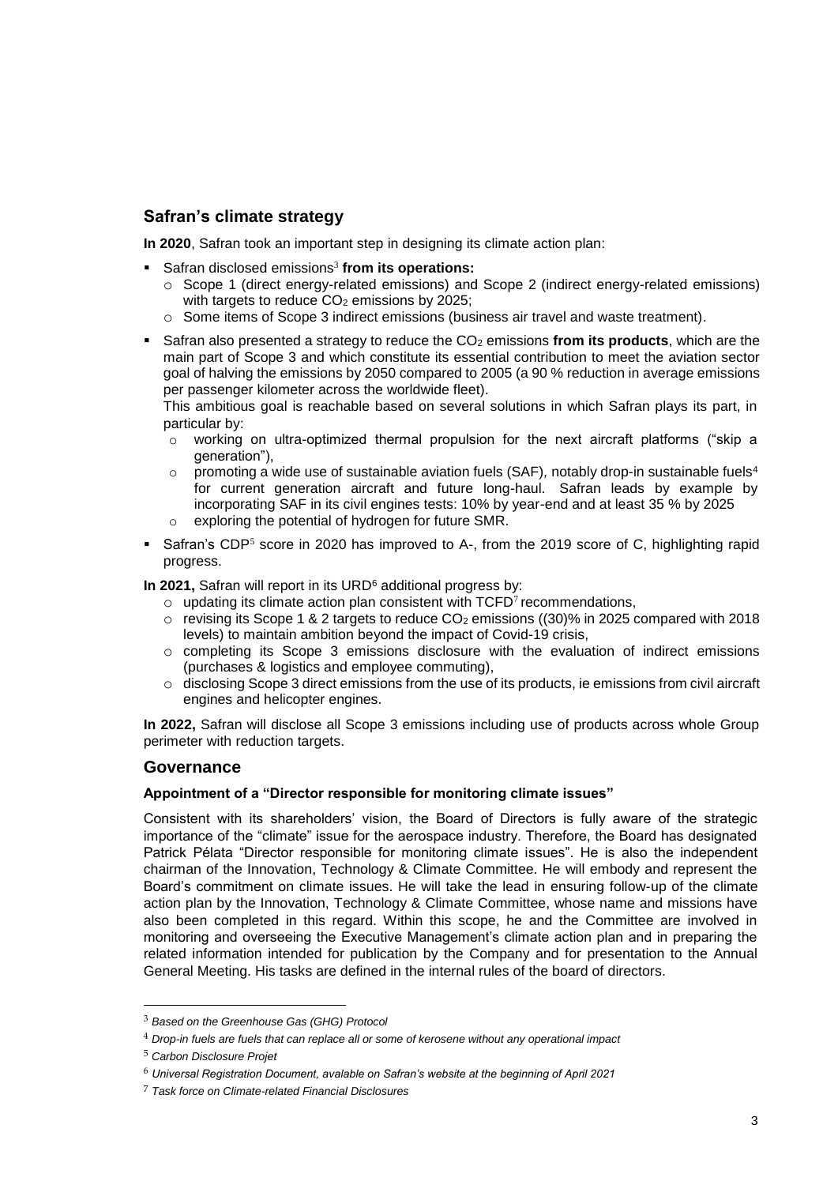## Safran's climate strategy

**In 2020**, Safran took an important step in designing its climate action plan:

- Safran disclosed emissions[3] **from its operations:**
  - Scope 1 (direct energy-related emissions) and Scope 2 (indirect energy-related emissions) with targets to reduce $CO_2$ emissions by 2025;
  - Some items of Scope 3 indirect emissions (business air travel and waste treatment).
- Safran also presented a strategy to reduce the $CO_2$ emissions **from its products**, which are the main part of Scope 3 and which constitute its essential contribution to meet the aviation sector goal of halving the emissions by 2050 compared to 2005 (a 90 % reduction in average emissions per passenger kilometer across the worldwide fleet).

  This ambitious goal is reachable based on several solutions in which Safran plays its part, in particular by:
  - working on ultra-optimized thermal propulsion for the next aircraft platforms ("skip a generation"),
  - promoting a wide use of sustainable aviation fuels (SAF), notably drop-in sustainable fuels[4] for current generation aircraft and future long-haul. Safran leads by example by incorporating SAF in its civil engines tests: 10% by year-end and at least 35 % by 2025
  - exploring the potential of hydrogen for future SMR.
- Safran's CDP[5] score in 2020 has improved to A-, from the 2019 score of C, highlighting rapid progress.

**In 2021,** Safran will report in its URD[6] additional progress by:

- updating its climate action plan consistent with TCFD[7] recommendations,
- revising its Scope 1 & 2 targets to reduce $CO_2$ emissions ((30)% in 2025 compared with 2018 levels) to maintain ambition beyond the impact of Covid-19 crisis,
- completing its Scope 3 emissions disclosure with the evaluation of indirect emissions (purchases & logistics and employee commuting),
- disclosing Scope 3 direct emissions from the use of its products, ie emissions from civil aircraft engines and helicopter engines.

**In 2022,** Safran will disclose all Scope 3 emissions including use of products across whole Group perimeter with reduction targets.

## Governance

### Appointment of a "Director responsible for monitoring climate issues"

Consistent with its shareholders' vision, the Board of Directors is fully aware of the strategic importance of the "climate" issue for the aerospace industry. Therefore, the Board has designated Patrick Pélata "Director responsible for monitoring climate issues". He is also the independent chairman of the Innovation, Technology & Climate Committee. He will embody and represent the Board's commitment on climate issues. He will take the lead in ensuring follow-up of the climate action plan by the Innovation, Technology & Climate Committee, whose name and missions have also been completed in this regard. Within this scope, he and the Committee are involved in monitoring and overseeing the Executive Management's climate action plan and in preparing the related information intended for publication by the Company and for presentation to the Annual General Meeting. His tasks are defined in the internal rules of the board of directors.

---

[3] *Based on the Greenhouse Gas (GHG) Protocol*

[4] *Drop-in fuels are fuels that can replace all or some of kerosene without any operational impact*

[5] *Carbon Disclosure Projet*

[6] *Universal Registration Document, avalable on Safran's website at the beginning of April 2021*

[7] *Task force on Climate-related Financial Disclosures*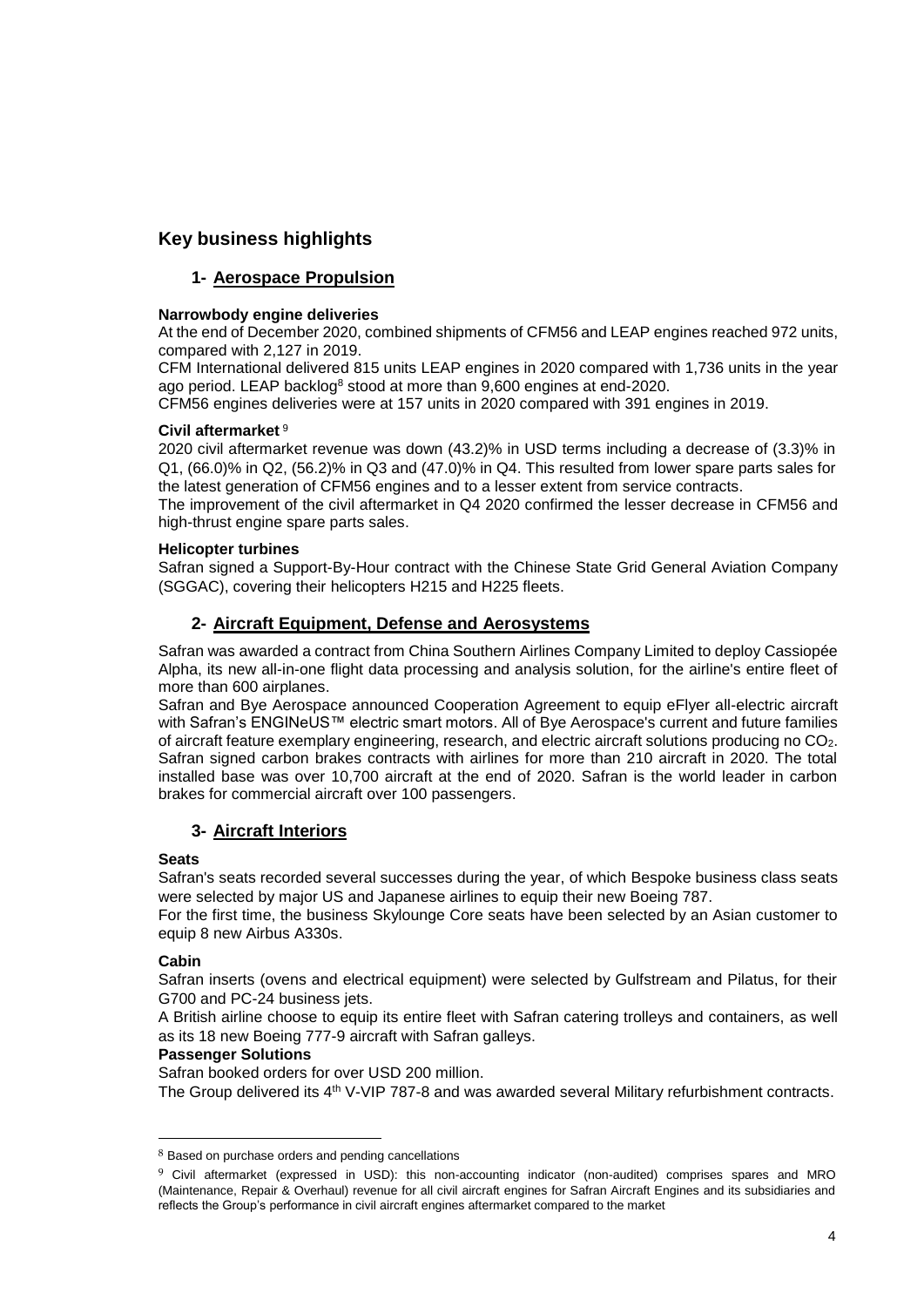## Key business highlights

### 1- Aerospace Propulsion

**Narrowbody engine deliveries**

At the end of December 2020, combined shipments of CFM56 and LEAP engines reached 972 units, compared with 2,127 in 2019.

CFM International delivered 815 units LEAP engines in 2020 compared with 1,736 units in the year ago period. LEAP backlog[8] stood at more than 9,600 engines at end-2020.

CFM56 engines deliveries were at 157 units in 2020 compared with 391 engines in 2019.

**Civil aftermarket** [9]

2020 civil aftermarket revenue was down (43.2)% in USD terms including a decrease of (3.3)% in Q1, (66.0)% in Q2, (56.2)% in Q3 and (47.0)% in Q4. This resulted from lower spare parts sales for the latest generation of CFM56 engines and to a lesser extent from service contracts.

The improvement of the civil aftermarket in Q4 2020 confirmed the lesser decrease in CFM56 and high-thrust engine spare parts sales.

**Helicopter turbines**

Safran signed a Support-By-Hour contract with the Chinese State Grid General Aviation Company (SGGAC), covering their helicopters H215 and H225 fleets.

### 2- Aircraft Equipment, Defense and Aerosystems

Safran was awarded a contract from China Southern Airlines Company Limited to deploy Cassiopée Alpha, its new all-in-one flight data processing and analysis solution, for the airline's entire fleet of more than 600 airplanes.

Safran and Bye Aerospace announced Cooperation Agreement to equip eFlyer all-electric aircraft with Safran's ENGINeUS™ electric smart motors. All of Bye Aerospace's current and future families of aircraft feature exemplary engineering, research, and electric aircraft solutions producing no $CO_2$.

Safran signed carbon brakes contracts with airlines for more than 210 aircraft in 2020. The total installed base was over 10,700 aircraft at the end of 2020. Safran is the world leader in carbon brakes for commercial aircraft over 100 passengers.

### 3- Aircraft Interiors

**Seats**

Safran's seats recorded several successes during the year, of which Bespoke business class seats were selected by major US and Japanese airlines to equip their new Boeing 787.

For the first time, the business Skylounge Core seats have been selected by an Asian customer to equip 8 new Airbus A330s.

**Cabin**

Safran inserts (ovens and electrical equipment) were selected by Gulfstream and Pilatus, for their G700 and PC-24 business jets.

A British airline choose to equip its entire fleet with Safran catering trolleys and containers, as well as its 18 new Boeing 777-9 aircraft with Safran galleys.

**Passenger Solutions**

Safran booked orders for over USD 200 million.

The Group delivered its 4th V-VIP 787-8 and was awarded several Military refurbishment contracts.

---

[8] Based on purchase orders and pending cancellations

[9] Civil aftermarket (expressed in USD): this non-accounting indicator (non-audited) comprises spares and MRO (Maintenance, Repair & Overhaul) revenue for all civil aircraft engines for Safran Aircraft Engines and its subsidiaries and reflects the Group's performance in civil aircraft engines aftermarket compared to the market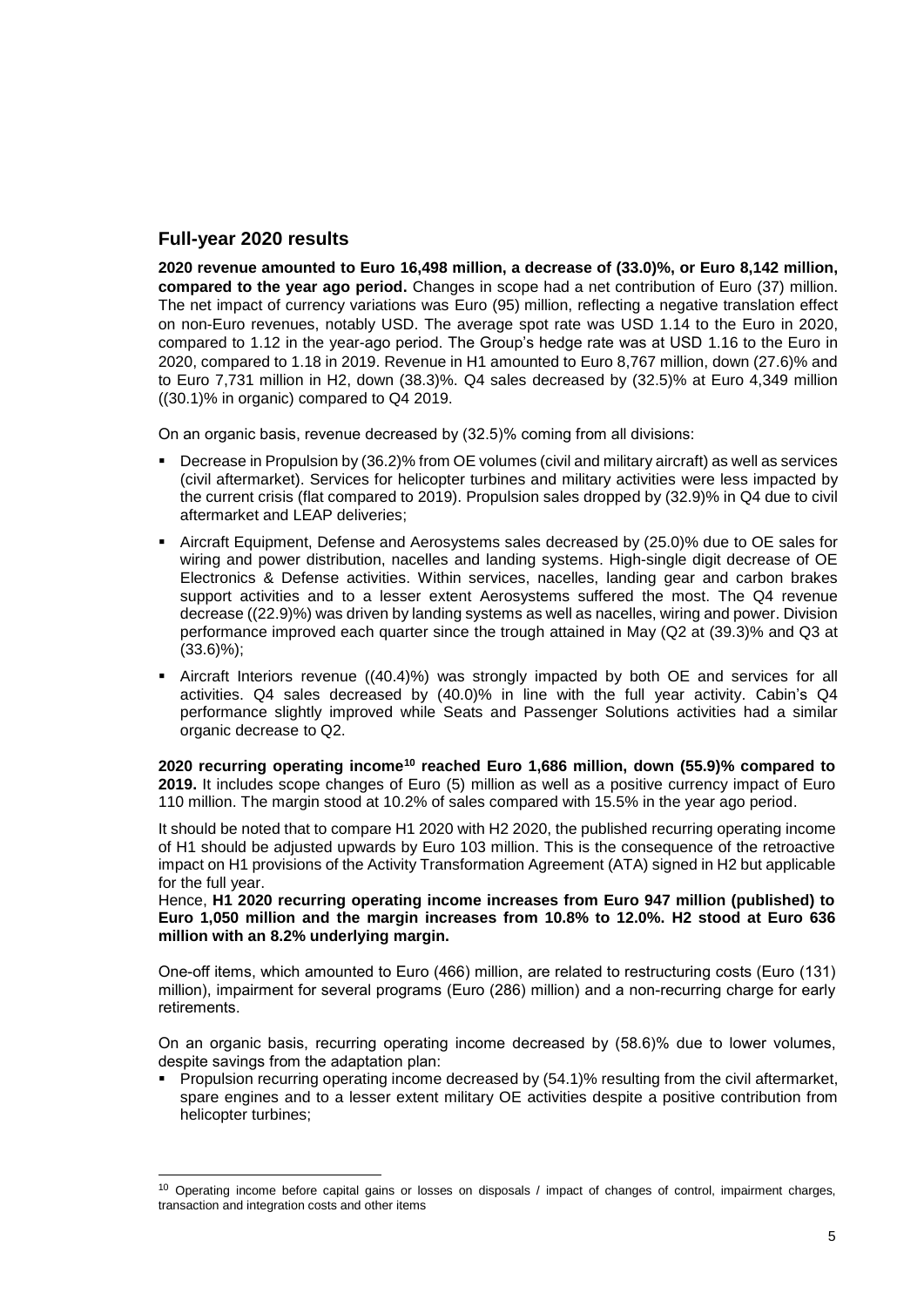## Full-year 2020 results

**2020 revenue amounted to Euro 16,498 million, a decrease of (33.0)%, or Euro 8,142 million, compared to the year ago period.** Changes in scope had a net contribution of Euro (37) million. The net impact of currency variations was Euro (95) million, reflecting a negative translation effect on non-Euro revenues, notably USD. The average spot rate was USD 1.14 to the Euro in 2020, compared to 1.12 in the year-ago period. The Group's hedge rate was at USD 1.16 to the Euro in 2020, compared to 1.18 in 2019. Revenue in H1 amounted to Euro 8,767 million, down (27.6)% and to Euro 7,731 million in H2, down (38.3)%. Q4 sales decreased by (32.5)% at Euro 4,349 million ((30.1)% in organic) compared to Q4 2019.

On an organic basis, revenue decreased by (32.5)% coming from all divisions:

- Decrease in Propulsion by (36.2)% from OE volumes (civil and military aircraft) as well as services (civil aftermarket). Services for helicopter turbines and military activities were less impacted by the current crisis (flat compared to 2019). Propulsion sales dropped by (32.9)% in Q4 due to civil aftermarket and LEAP deliveries;
- Aircraft Equipment, Defense and Aerosystems sales decreased by (25.0)% due to OE sales for wiring and power distribution, nacelles and landing systems. High-single digit decrease of OE Electronics & Defense activities. Within services, nacelles, landing gear and carbon brakes support activities and to a lesser extent Aerosystems suffered the most. The Q4 revenue decrease ((22.9)%) was driven by landing systems as well as nacelles, wiring and power. Division performance improved each quarter since the trough attained in May (Q2 at (39.3)% and Q3 at (33.6)%);
- Aircraft Interiors revenue ((40.4)%) was strongly impacted by both OE and services for all activities. Q4 sales decreased by (40.0)% in line with the full year activity. Cabin's Q4 performance slightly improved while Seats and Passenger Solutions activities had a similar organic decrease to Q2.

**2020 recurring operating income[10] reached Euro 1,686 million, down (55.9)% compared to 2019.** It includes scope changes of Euro (5) million as well as a positive currency impact of Euro 110 million. The margin stood at 10.2% of sales compared with 15.5% in the year ago period.

It should be noted that to compare H1 2020 with H2 2020, the published recurring operating income of H1 should be adjusted upwards by Euro 103 million. This is the consequence of the retroactive impact on H1 provisions of the Activity Transformation Agreement (ATA) signed in H2 but applicable for the full year.

Hence, **H1 2020 recurring operating income increases from Euro 947 million (published) to Euro 1,050 million and the margin increases from 10.8% to 12.0%. H2 stood at Euro 636 million with an 8.2% underlying margin.**

One-off items, which amounted to Euro (466) million, are related to restructuring costs (Euro (131) million), impairment for several programs (Euro (286) million) and a non-recurring charge for early retirements.

On an organic basis, recurring operating income decreased by (58.6)% due to lower volumes, despite savings from the adaptation plan:

- Propulsion recurring operating income decreased by (54.1)% resulting from the civil aftermarket, spare engines and to a lesser extent military OE activities despite a positive contribution from helicopter turbines;

[10] Operating income before capital gains or losses on disposals / impact of changes of control, impairment charges, transaction and integration costs and other items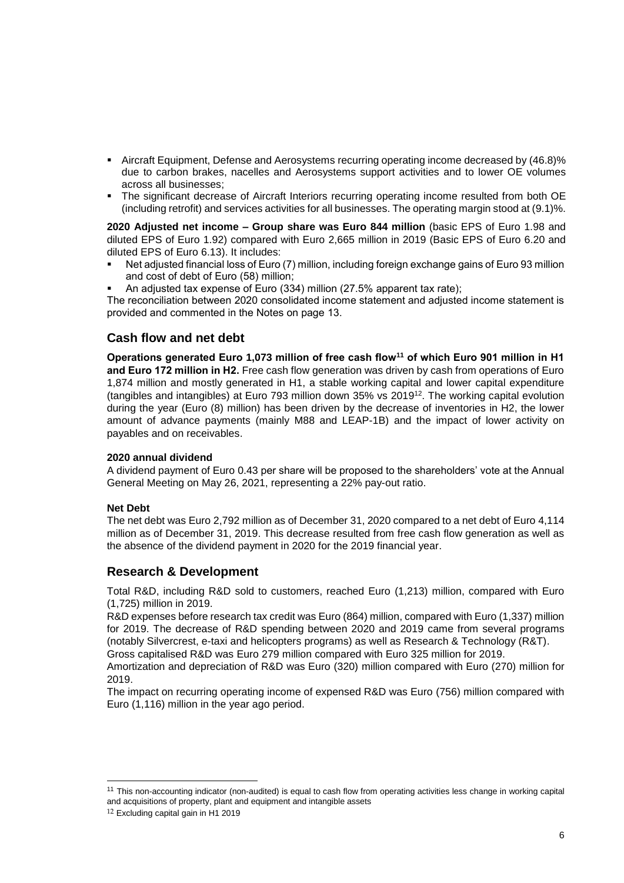- Aircraft Equipment, Defense and Aerosystems recurring operating income decreased by (46.8)% due to carbon brakes, nacelles and Aerosystems support activities and to lower OE volumes across all businesses;
- The significant decrease of Aircraft Interiors recurring operating income resulted from both OE (including retrofit) and services activities for all businesses. The operating margin stood at (9.1)%.

**2020 Adjusted net income – Group share was Euro 844 million** (basic EPS of Euro 1.98 and diluted EPS of Euro 1.92) compared with Euro 2,665 million in 2019 (Basic EPS of Euro 6.20 and diluted EPS of Euro 6.13). It includes:

- Net adjusted financial loss of Euro (7) million, including foreign exchange gains of Euro 93 million and cost of debt of Euro (58) million;
- An adjusted tax expense of Euro (334) million (27.5% apparent tax rate);

The reconciliation between 2020 consolidated income statement and adjusted income statement is provided and commented in the Notes on page 13.

## Cash flow and net debt

**Operations generated Euro 1,073 million of free cash flow[11] of which Euro 901 million in H1 and Euro 172 million in H2.** Free cash flow generation was driven by cash from operations of Euro 1,874 million and mostly generated in H1, a stable working capital and lower capital expenditure (tangibles and intangibles) at Euro 793 million down 35% vs 2019[12]. The working capital evolution during the year (Euro (8) million) has been driven by the decrease of inventories in H2, the lower amount of advance payments (mainly M88 and LEAP-1B) and the impact of lower activity on payables and on receivables.

### 2020 annual dividend

A dividend payment of Euro 0.43 per share will be proposed to the shareholders' vote at the Annual General Meeting on May 26, 2021, representing a 22% pay-out ratio.

### Net Debt

The net debt was Euro 2,792 million as of December 31, 2020 compared to a net debt of Euro 4,114 million as of December 31, 2019. This decrease resulted from free cash flow generation as well as the absence of the dividend payment in 2020 for the 2019 financial year.

## Research & Development

Total R&D, including R&D sold to customers, reached Euro (1,213) million, compared with Euro (1,725) million in 2019.

R&D expenses before research tax credit was Euro (864) million, compared with Euro (1,337) million for 2019. The decrease of R&D spending between 2020 and 2019 came from several programs (notably Silvercrest, e-taxi and helicopters programs) as well as Research & Technology (R&T).

Gross capitalised R&D was Euro 279 million compared with Euro 325 million for 2019.

Amortization and depreciation of R&D was Euro (320) million compared with Euro (270) million for 2019.

The impact on recurring operating income of expensed R&D was Euro (756) million compared with Euro (1,116) million in the year ago period.

---

[11] This non-accounting indicator (non-audited) is equal to cash flow from operating activities less change in working capital and acquisitions of property, plant and equipment and intangible assets

[12] Excluding capital gain in H1 2019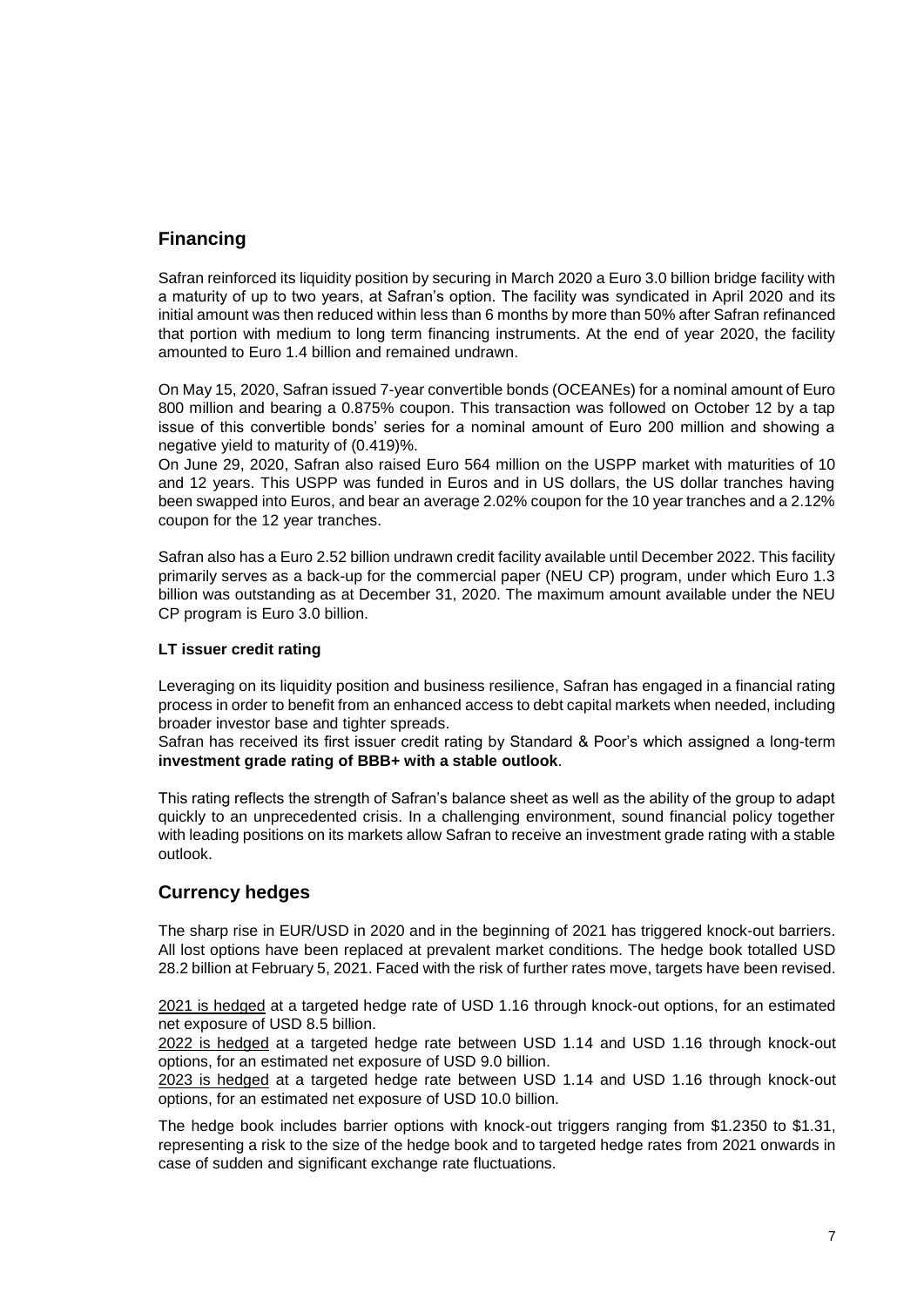## Financing

Safran reinforced its liquidity position by securing in March 2020 a Euro 3.0 billion bridge facility with a maturity of up to two years, at Safran's option. The facility was syndicated in April 2020 and its initial amount was then reduced within less than 6 months by more than 50% after Safran refinanced that portion with medium to long term financing instruments. At the end of year 2020, the facility amounted to Euro 1.4 billion and remained undrawn.

On May 15, 2020, Safran issued 7-year convertible bonds (OCEANEs) for a nominal amount of Euro 800 million and bearing a 0.875% coupon. This transaction was followed on October 12 by a tap issue of this convertible bonds' series for a nominal amount of Euro 200 million and showing a negative yield to maturity of (0.419)%.

On June 29, 2020, Safran also raised Euro 564 million on the USPP market with maturities of 10 and 12 years. This USPP was funded in Euros and in US dollars, the US dollar tranches having been swapped into Euros, and bear an average 2.02% coupon for the 10 year tranches and a 2.12% coupon for the 12 year tranches.

Safran also has a Euro 2.52 billion undrawn credit facility available until December 2022. This facility primarily serves as a back-up for the commercial paper (NEU CP) program, under which Euro 1.3 billion was outstanding as at December 31, 2020. The maximum amount available under the NEU CP program is Euro 3.0 billion.

### LT issuer credit rating

Leveraging on its liquidity position and business resilience, Safran has engaged in a financial rating process in order to benefit from an enhanced access to debt capital markets when needed, including broader investor base and tighter spreads.

Safran has received its first issuer credit rating by Standard & Poor's which assigned a long-term **investment grade rating of BBB+ with a stable outlook**.

This rating reflects the strength of Safran's balance sheet as well as the ability of the group to adapt quickly to an unprecedented crisis. In a challenging environment, sound financial policy together with leading positions on its markets allow Safran to receive an investment grade rating with a stable outlook.

## Currency hedges

The sharp rise in EUR/USD in 2020 and in the beginning of 2021 has triggered knock-out barriers. All lost options have been replaced at prevalent market conditions. The hedge book totalled USD 28.2 billion at February 5, 2021. Faced with the risk of further rates move, targets have been revised.

2021 is hedged at a targeted hedge rate of USD 1.16 through knock-out options, for an estimated net exposure of USD 8.5 billion.

2022 is hedged at a targeted hedge rate between USD 1.14 and USD 1.16 through knock-out options, for an estimated net exposure of USD 9.0 billion.

2023 is hedged at a targeted hedge rate between USD 1.14 and USD 1.16 through knock-out options, for an estimated net exposure of USD 10.0 billion.

The hedge book includes barrier options with knock-out triggers ranging from $1.2350 to $1.31, representing a risk to the size of the hedge book and to targeted hedge rates from 2021 onwards in case of sudden and significant exchange rate fluctuations.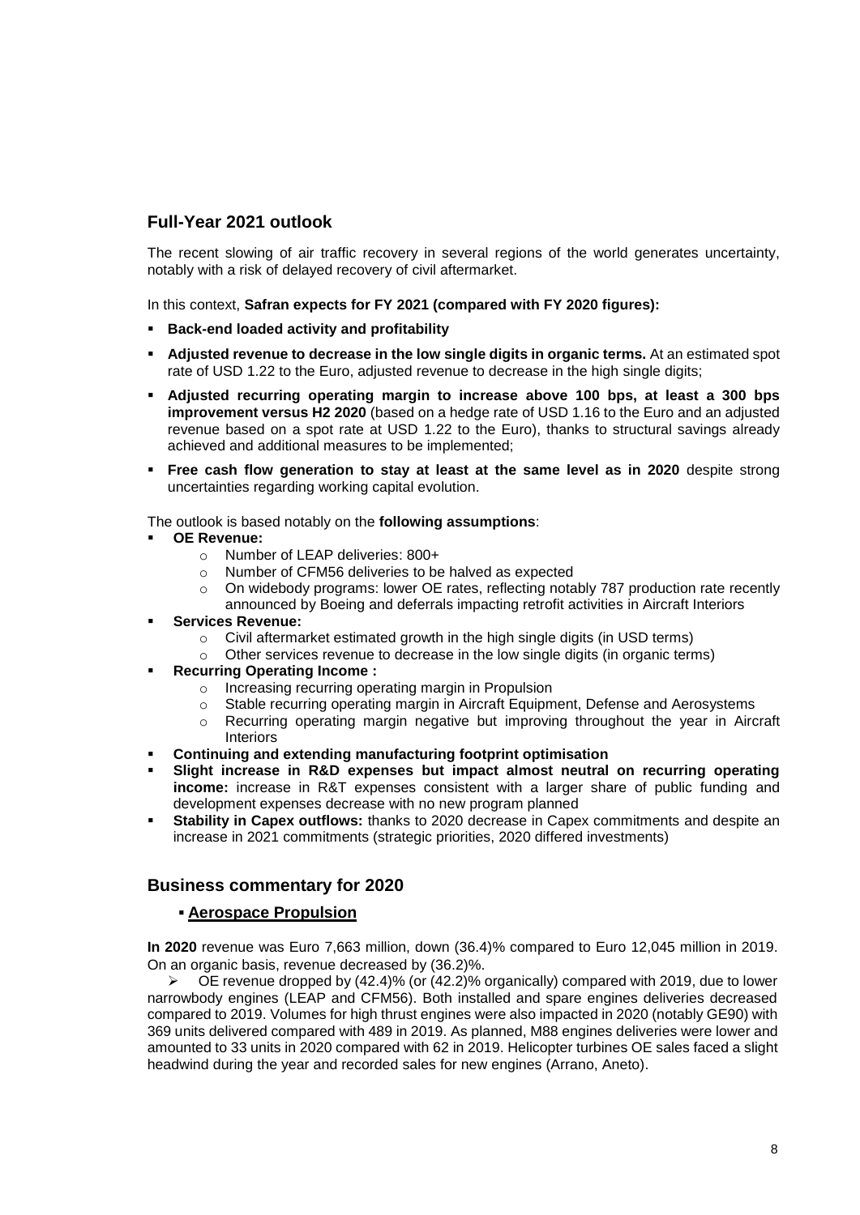## Full-Year 2021 outlook

The recent slowing of air traffic recovery in several regions of the world generates uncertainty, notably with a risk of delayed recovery of civil aftermarket.

In this context, **Safran expects for FY 2021 (compared with FY 2020 figures):**

- **Back-end loaded activity and profitability**
- **Adjusted revenue to decrease in the low single digits in organic terms.** At an estimated spot rate of USD 1.22 to the Euro, adjusted revenue to decrease in the high single digits;
- **Adjusted recurring operating margin to increase above 100 bps, at least a 300 bps improvement versus H2 2020** (based on a hedge rate of USD 1.16 to the Euro and an adjusted revenue based on a spot rate at USD 1.22 to the Euro), thanks to structural savings already achieved and additional measures to be implemented;
- **Free cash flow generation to stay at least at the same level as in 2020** despite strong uncertainties regarding working capital evolution.

The outlook is based notably on the **following assumptions**:

- **OE Revenue:**
  - Number of LEAP deliveries: 800+
  - Number of CFM56 deliveries to be halved as expected
  - On widebody programs: lower OE rates, reflecting notably 787 production rate recently announced by Boeing and deferrals impacting retrofit activities in Aircraft Interiors
- **Services Revenue:**
  - Civil aftermarket estimated growth in the high single digits (in USD terms)
  - Other services revenue to decrease in the low single digits (in organic terms)
- **Recurring Operating Income :**
  - Increasing recurring operating margin in Propulsion
  - Stable recurring operating margin in Aircraft Equipment, Defense and Aerosystems
  - Recurring operating margin negative but improving throughout the year in Aircraft Interiors
- **Continuing and extending manufacturing footprint optimisation**
- **Slight increase in R&D expenses but impact almost neutral on recurring operating income:** increase in R&T expenses consistent with a larger share of public funding and development expenses decrease with no new program planned
- **Stability in Capex outflows:** thanks to 2020 decrease in Capex commitments and despite an increase in 2021 commitments (strategic priorities, 2020 differed investments)

## Business commentary for 2020

### ▪ Aerospace Propulsion

**In 2020** revenue was Euro 7,663 million, down (36.4)% compared to Euro 12,045 million in 2019. On an organic basis, revenue decreased by (36.2)%.

- OE revenue dropped by (42.4)% (or (42.2)% organically) compared with 2019, due to lower narrowbody engines (LEAP and CFM56). Both installed and spare engines deliveries decreased compared to 2019. Volumes for high thrust engines were also impacted in 2020 (notably GE90) with 369 units delivered compared with 489 in 2019. As planned, M88 engines deliveries were lower and amounted to 33 units in 2020 compared with 62 in 2019. Helicopter turbines OE sales faced a slight headwind during the year and recorded sales for new engines (Arrano, Aneto).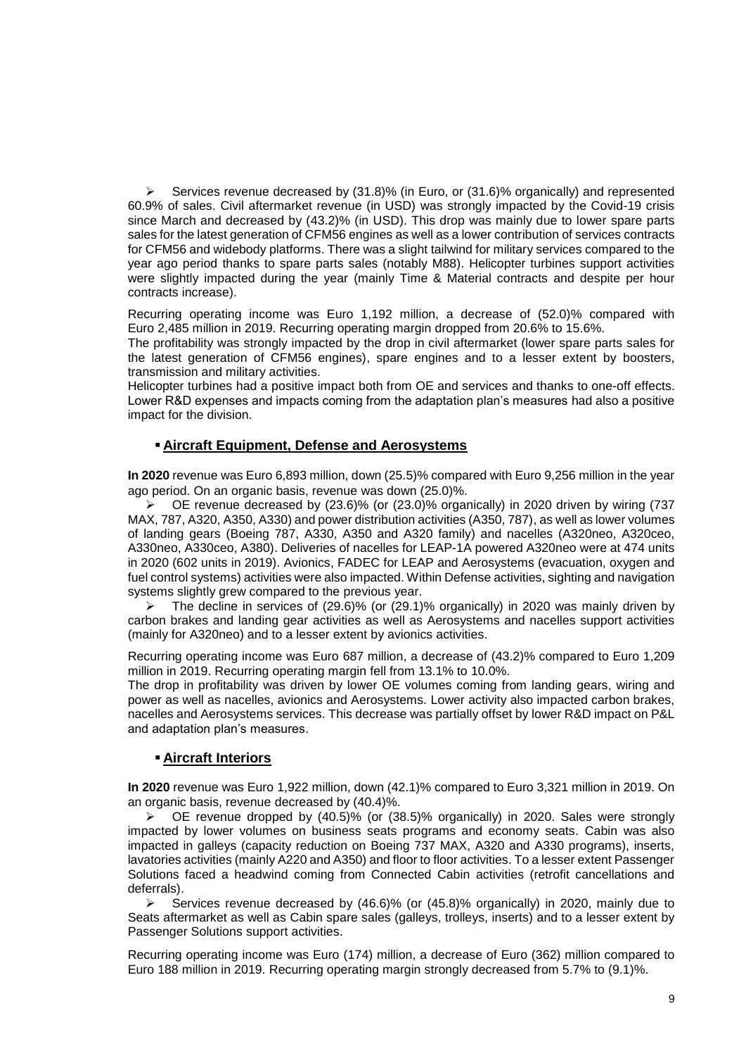- Services revenue decreased by (31.8)% (in Euro, or (31.6)% organically) and represented 60.9% of sales. Civil aftermarket revenue (in USD) was strongly impacted by the Covid-19 crisis since March and decreased by (43.2)% (in USD). This drop was mainly due to lower spare parts sales for the latest generation of CFM56 engines as well as a lower contribution of services contracts for CFM56 and widebody platforms. There was a slight tailwind for military services compared to the year ago period thanks to spare parts sales (notably M88). Helicopter turbines support activities were slightly impacted during the year (mainly Time & Material contracts and despite per hour contracts increase).

Recurring operating income was Euro 1,192 million, a decrease of (52.0)% compared with Euro 2,485 million in 2019. Recurring operating margin dropped from 20.6% to 15.6%.
The profitability was strongly impacted by the drop in civil aftermarket (lower spare parts sales for the latest generation of CFM56 engines), spare engines and to a lesser extent by boosters, transmission and military activities.
Helicopter turbines had a positive impact both from OE and services and thanks to one-off effects. Lower R&D expenses and impacts coming from the adaptation plan's measures had also a positive impact for the division.

## Aircraft Equipment, Defense and Aerosystems

**In 2020** revenue was Euro 6,893 million, down (25.5)% compared with Euro 9,256 million in the year ago period. On an organic basis, revenue was down (25.0)%.

- OE revenue decreased by (23.6)% (or (23.0)% organically) in 2020 driven by wiring (737 MAX, 787, A320, A350, A330) and power distribution activities (A350, 787), as well as lower volumes of landing gears (Boeing 787, A330, A350 and A320 family) and nacelles (A320neo, A320ceo, A330neo, A330ceo, A380). Deliveries of nacelles for LEAP-1A powered A320neo were at 474 units in 2020 (602 units in 2019). Avionics, FADEC for LEAP and Aerosystems (evacuation, oxygen and fuel control systems) activities were also impacted. Within Defense activities, sighting and navigation systems slightly grew compared to the previous year.
- The decline in services of (29.6)% (or (29.1)% organically) in 2020 was mainly driven by carbon brakes and landing gear activities as well as Aerosystems and nacelles support activities (mainly for A320neo) and to a lesser extent by avionics activities.

Recurring operating income was Euro 687 million, a decrease of (43.2)% compared to Euro 1,209 million in 2019. Recurring operating margin fell from 13.1% to 10.0%.
The drop in profitability was driven by lower OE volumes coming from landing gears, wiring and power as well as nacelles, avionics and Aerosystems. Lower activity also impacted carbon brakes, nacelles and Aerosystems services. This decrease was partially offset by lower R&D impact on P&L and adaptation plan's measures.

## Aircraft Interiors

**In 2020** revenue was Euro 1,922 million, down (42.1)% compared to Euro 3,321 million in 2019. On an organic basis, revenue decreased by (40.4)%.

- OE revenue dropped by (40.5)% (or (38.5)% organically) in 2020. Sales were strongly impacted by lower volumes on business seats programs and economy seats. Cabin was also impacted in galleys (capacity reduction on Boeing 737 MAX, A320 and A330 programs), inserts, lavatories activities (mainly A220 and A350) and floor to floor activities. To a lesser extent Passenger Solutions faced a headwind coming from Connected Cabin activities (retrofit cancellations and deferrals).
- Services revenue decreased by (46.6)% (or (45.8)% organically) in 2020, mainly due to Seats aftermarket as well as Cabin spare sales (galleys, trolleys, inserts) and to a lesser extent by Passenger Solutions support activities.

Recurring operating income was Euro (174) million, a decrease of Euro (362) million compared to Euro 188 million in 2019. Recurring operating margin strongly decreased from 5.7% to (9.1)%.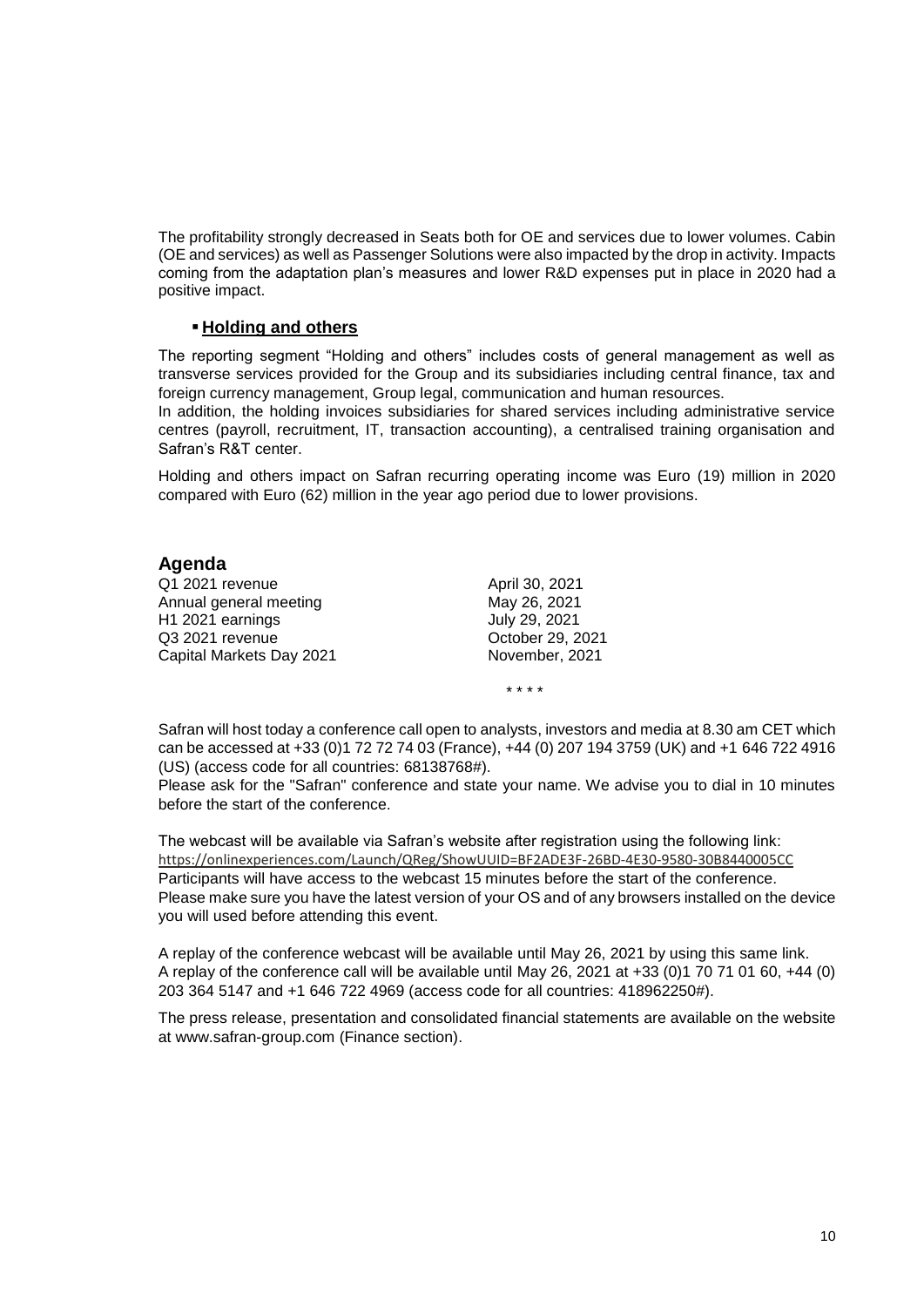The profitability strongly decreased in Seats both for OE and services due to lower volumes. Cabin (OE and services) as well as Passenger Solutions were also impacted by the drop in activity. Impacts coming from the adaptation plan's measures and lower R&D expenses put in place in 2020 had a positive impact.

- **Holding and others**

The reporting segment "Holding and others" includes costs of general management as well as transverse services provided for the Group and its subsidiaries including central finance, tax and foreign currency management, Group legal, communication and human resources.
In addition, the holding invoices subsidiaries for shared services including administrative service centres (payroll, recruitment, IT, transaction accounting), a centralised training organisation and Safran's R&T center.

Holding and others impact on Safran recurring operating income was Euro (19) million in 2020 compared with Euro (62) million in the year ago period due to lower provisions.

## Agenda

| | |
|---|---|
| Q1 2021 revenue | April 30, 2021 |
| Annual general meeting | May 26, 2021 |
| H1 2021 earnings | July 29, 2021 |
| Q3 2021 revenue | October 29, 2021 |
| Capital Markets Day 2021 | November, 2021 |

\* \* \* \*

Safran will host today a conference call open to analysts, investors and media at 8.30 am CET which can be accessed at +33 (0)1 72 72 74 03 (France), +44 (0) 207 194 3759 (UK) and +1 646 722 4916 (US) (access code for all countries: 68138768#).
Please ask for the "Safran" conference and state your name. We advise you to dial in 10 minutes before the start of the conference.

The webcast will be available via Safran's website after registration using the following link:
https://onlinexperiences.com/Launch/QReg/ShowUUID=BF2ADE3F-26BD-4E30-9580-30B8440005CC
Participants will have access to the webcast 15 minutes before the start of the conference.
Please make sure you have the latest version of your OS and of any browsers installed on the device you will used before attending this event.

A replay of the conference webcast will be available until May 26, 2021 by using this same link.
A replay of the conference call will be available until May 26, 2021 at +33 (0)1 70 71 01 60, +44 (0) 203 364 5147 and +1 646 722 4969 (access code for all countries: 418962250#).

The press release, presentation and consolidated financial statements are available on the website at www.safran-group.com (Finance section).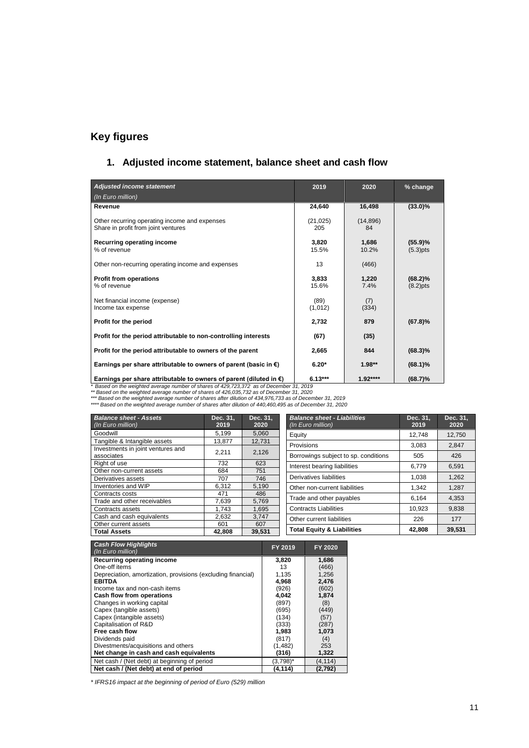## Key figures

### 1. Adjusted income statement, balance sheet and cash flow

| *Adjusted income statement* *(In Euro million)* | 2019 | 2020 | % change |
|---|---|---|---|
| **Revenue** | **24,640** | **16,498** | **(33.0)%** |
| Other recurring operating income and expenses | (21,025) | (14,896) | |
| Share in profit from joint ventures | 205 | 84 | |
| **Recurring operating income** | **3,820** | **1,686** | **(55.9)%** |
| % of revenue | 15.5% | 10.2% | (5.3)pts |
| Other non-recurring operating income and expenses | 13 | (466) | |
| **Profit from operations** | **3,833** | **1,220** | **(68.2)%** |
| % of revenue | 15.6% | 7.4% | (8.2)pts |
| Net financial income (expense) | (89) | (7) | |
| Income tax expense | (1,012) | (334) | |
| **Profit for the period** | **2,732** | **879** | **(67.8)%** |
| **Profit for the period attributable to non-controlling interests** | **(67)** | **(35)** | |
| **Profit for the period attributable to owners of the parent** | **2,665** | **844** | **(68.3)%** |
| **Earnings per share attributable to owners of parent (basic in €)** | **6.20*** | **1.98**** | **(68.1)%** |
| **Earnings per share attributable to owners of parent (diluted in €)** | **6.13***** | **1.92****** | **(68.7)%** |

*\* Based on the weighted average number of shares of 429,723,372 as of December 31, 2019*
*\*\* Based on the weighted average number of shares of 426,035,732 as of December 31, 2020*
*\*\*\* Based on the weighted average number of shares after dilution of 434,976,733 as of December 31, 2019*
*\*\*\*\* Based on the weighted average number of shares after dilution of 440,460,495 as of December 31, 2020*

| *Balance sheet - Assets* *(In Euro million)* | Dec. 31, 2019 | Dec. 31, 2020 |
|---|---|---|
| Goodwill | 5,199 | 5,060 |
| Tangible & Intangible assets | 13,877 | 12,731 |
| Investments in joint ventures and associates | 2,211 | 2,126 |
| Right of use | 732 | 623 |
| Other non-current assets | 684 | 751 |
| Derivatives assets | 707 | 746 |
| Inventories and WIP | 6,312 | 5,190 |
| Contracts costs | 471 | 486 |
| Trade and other receivables | 7,639 | 5,769 |
| Contracts assets | 1,743 | 1,695 |
| Cash and cash equivalents | 2,632 | 3,747 |
| Other current assets | 601 | 607 |
| **Total Assets** | **42,808** | **39,531** |

| *Balance sheet - Liabilities* *(In Euro million)* | Dec. 31, 2019 | Dec. 31, 2020 |
|---|---|---|
| Equity | 12,748 | 12,750 |
| Provisions | 3,083 | 2,847 |
| Borrowings subject to sp. conditions | 505 | 426 |
| Interest bearing liabilities | 6,779 | 6,591 |
| Derivatives liabilities | 1,038 | 1,262 |
| Other non-current liabilities | 1,342 | 1,287 |
| Trade and other payables | 6,164 | 4,353 |
| Contracts Liabilities | 10,923 | 9,838 |
| Other current liabilities | 226 | 177 |
| **Total Equity & Liabilities** | **42,808** | **39,531** |

| *Cash Flow Highlights* *(In Euro million)* | FY 2019 | FY 2020 |
|---|---|---|
| **Recurring operating income** | **3,820** | **1,686** |
| One-off items | 13 | (466) |
| Depreciation, amortization, provisions (excluding financial) | 1,135 | 1,256 |
| **EBITDA** | **4,968** | **2,476** |
| Income tax and non-cash items | (926) | (602) |
| **Cash flow from operations** | **4,042** | **1,874** |
| Changes in working capital | (897) | (8) |
| Capex (tangible assets) | (695) | (449) |
| Capex (intangible assets) | (134) | (57) |
| Capitalisation of R&D | (333) | (287) |
| **Free cash flow** | **1,983** | **1,073** |
| Dividends paid | (817) | (4) |
| Divestments/acquisitions and others | (1,482) | 253 |
| **Net change in cash and cash equivalents** | **(316)** | **1,322** |
| Net cash / (Net debt) at beginning of period | (3,798)* | (4,114) |
| **Net cash / (Net debt) at end of period** | **(4,114)** | **(2,792)** |

*\* IFRS16 impact at the beginning of period of Euro (529) million*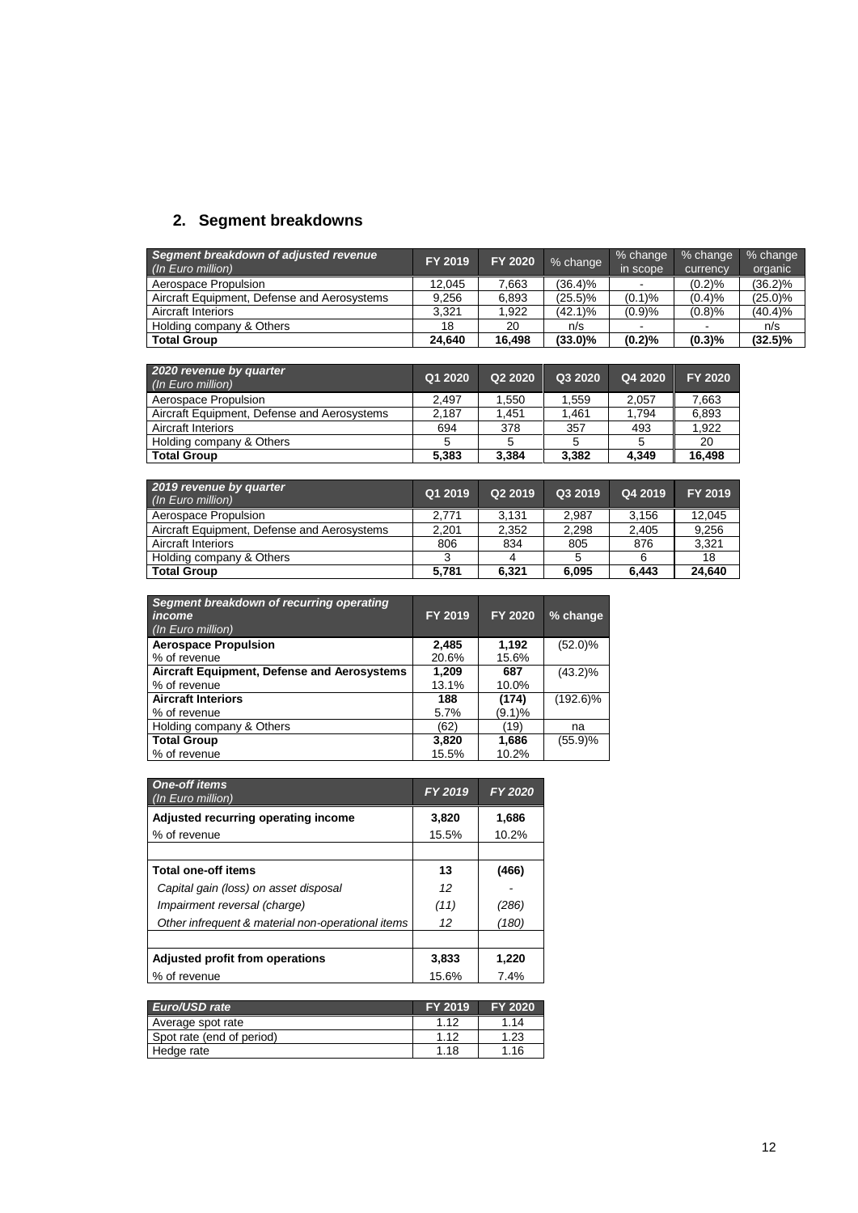## 2. Segment breakdowns

| *Segment breakdown of adjusted revenue (In Euro million)* | FY 2019 | FY 2020 | % change | % change in scope | % change currency | % change organic |
|---|---|---|---|---|---|---|
| Aerospace Propulsion | 12,045 | 7,663 | (36.4)% | - | (0.2)% | (36.2)% |
| Aircraft Equipment, Defense and Aerosystems | 9,256 | 6,893 | (25.5)% | (0.1)% | (0.4)% | (25.0)% |
| Aircraft Interiors | 3,321 | 1,922 | (42.1)% | (0.9)% | (0.8)% | (40.4)% |
| Holding company & Others | 18 | 20 | n/s | - | - | n/s |
| **Total Group** | **24,640** | **16,498** | **(33.0)%** | **(0.2)%** | **(0.3)%** | **(32.5)%** |

| *2020 revenue by quarter (In Euro million)* | Q1 2020 | Q2 2020 | Q3 2020 | Q4 2020 | FY 2020 |
|---|---|---|---|---|---|
| Aerospace Propulsion | 2,497 | 1,550 | 1,559 | 2,057 | 7,663 |
| Aircraft Equipment, Defense and Aerosystems | 2,187 | 1,451 | 1,461 | 1,794 | 6,893 |
| Aircraft Interiors | 694 | 378 | 357 | 493 | 1,922 |
| Holding company & Others | 5 | 5 | 5 | 5 | 20 |
| **Total Group** | **5,383** | **3,384** | **3,382** | **4,349** | **16,498** |

| *2019 revenue by quarter (In Euro million)* | Q1 2019 | Q2 2019 | Q3 2019 | Q4 2019 | FY 2019 |
|---|---|---|---|---|---|
| Aerospace Propulsion | 2,771 | 3,131 | 2,987 | 3,156 | 12,045 |
| Aircraft Equipment, Defense and Aerosystems | 2,201 | 2,352 | 2,298 | 2,405 | 9,256 |
| Aircraft Interiors | 806 | 834 | 805 | 876 | 3,321 |
| Holding company & Others | 3 | 4 | 5 | 6 | 18 |
| **Total Group** | **5,781** | **6,321** | **6,095** | **6,443** | **24,640** |

| *Segment breakdown of recurring operating income (In Euro million)* | FY 2019 | FY 2020 | % change |
|---|---|---|---|
| **Aerospace Propulsion** | **2,485** | **1,192** | (52.0)% |
| % of revenue | 20.6% | 15.6% | |
| **Aircraft Equipment, Defense and Aerosystems** | **1,209** | **687** | (43.2)% |
| % of revenue | 13.1% | 10.0% | |
| **Aircraft Interiors** | **188** | **(174)** | (192.6)% |
| % of revenue | 5.7% | (9.1)% | |
| Holding company & Others | (62) | (19) | na |
| **Total Group** | **3,820** | **1,686** | (55.9)% |
| % of revenue | 15.5% | 10.2% | |

| *One-off items (In Euro million)* | *FY 2019* | *FY 2020* |
|---|---|---|
| **Adjusted recurring operating income** | **3,820** | **1,686** |
| % of revenue | 15.5% | 10.2% |
| | | |
| **Total one-off items** | **13** | **(466)** |
| *Capital gain (loss) on asset disposal* | *12* | *-* |
| *Impairment reversal (charge)* | *(11)* | *(286)* |
| *Other infrequent & material non-operational items* | *12* | *(180)* |
| | | |
| **Adjusted profit from operations** | **3,833** | **1,220** |
| % of revenue | 15.6% | 7.4% |

| *Euro/USD rate* | FY 2019 | FY 2020 |
|---|---|---|
| Average spot rate | 1.12 | 1.14 |
| Spot rate (end of period) | 1.12 | 1.23 |
| Hedge rate | 1.18 | 1.16 |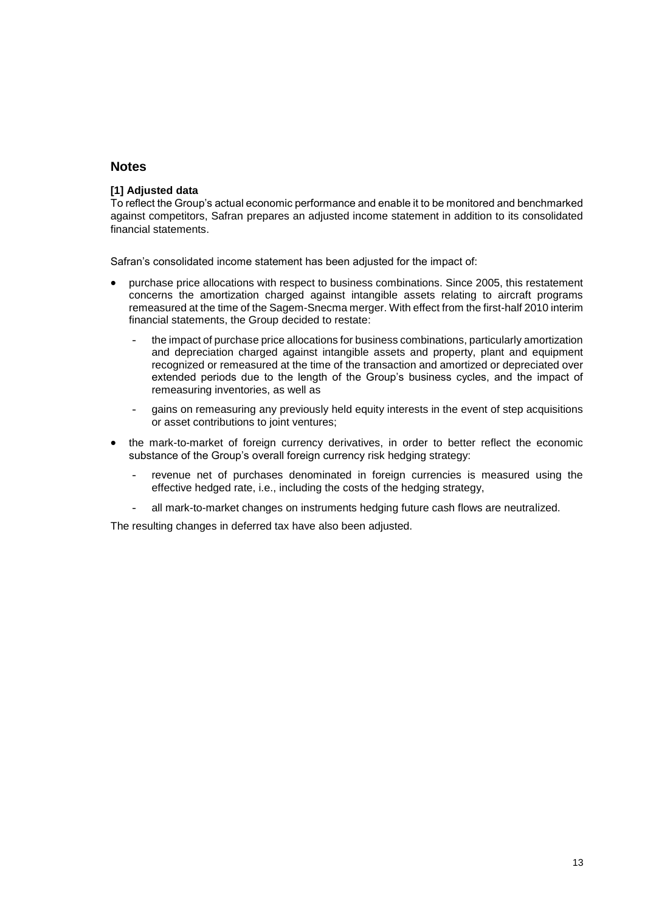## Notes

**[1] Adjusted data**

To reflect the Group's actual economic performance and enable it to be monitored and benchmarked against competitors, Safran prepares an adjusted income statement in addition to its consolidated financial statements.

Safran's consolidated income statement has been adjusted for the impact of:

- purchase price allocations with respect to business combinations. Since 2005, this restatement concerns the amortization charged against intangible assets relating to aircraft programs remeasured at the time of the Sagem-Snecma merger. With effect from the first-half 2010 interim financial statements, the Group decided to restate:
  - the impact of purchase price allocations for business combinations, particularly amortization and depreciation charged against intangible assets and property, plant and equipment recognized or remeasured at the time of the transaction and amortized or depreciated over extended periods due to the length of the Group's business cycles, and the impact of remeasuring inventories, as well as
  - gains on remeasuring any previously held equity interests in the event of step acquisitions or asset contributions to joint ventures;
- the mark-to-market of foreign currency derivatives, in order to better reflect the economic substance of the Group's overall foreign currency risk hedging strategy:
  - revenue net of purchases denominated in foreign currencies is measured using the effective hedged rate, i.e., including the costs of the hedging strategy,
  - all mark-to-market changes on instruments hedging future cash flows are neutralized.

The resulting changes in deferred tax have also been adjusted.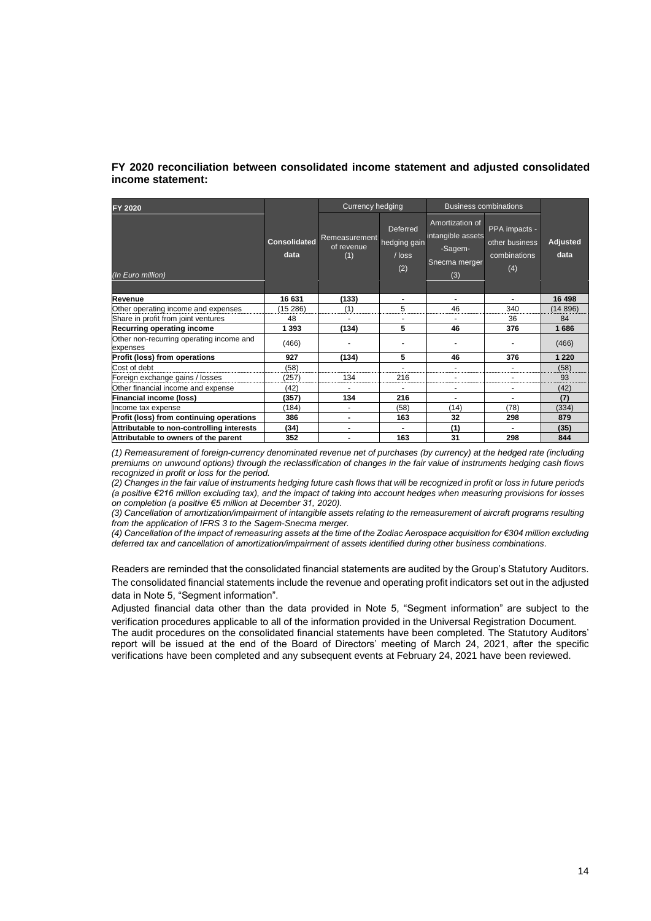**FY 2020 reconciliation between consolidated income statement and adjusted consolidated income statement:**

| FY 2020 | | Currency hedging | | Business combinations | | |
|---|---|---|---|---|---|---|
| *(In Euro million)* | **Consolidated data** | Remeasurement of revenue (1) | Deferred hedging gain / loss (2) | Amortization of intangible assets -Sagem-Snecma merger (3) | PPA impacts - other business combinations (4) | **Adjusted data** |
| **Revenue** | **16 631** | **(133)** | **-** | **-** | **-** | **16 498** |
| Other operating income and expenses | (15 286) | (1) | 5 | 46 | 340 | (14 896) |
| Share in profit from joint ventures | 48 | - | - | - | 36 | 84 |
| **Recurring operating income** | **1 393** | **(134)** | **5** | **46** | **376** | **1 686** |
| Other non-recurring operating income and expenses | (466) | - | - | - | - | (466) |
| **Profit (loss) from operations** | **927** | **(134)** | **5** | **46** | **376** | **1 220** |
| Cost of debt | (58) | | - | - | - | (58) |
| Foreign exchange gains / losses | (257) | 134 | 216 | - | - | 93 |
| Other financial income and expense | (42) | - | - | - | - | (42) |
| **Financial income (loss)** | **(357)** | **134** | **216** | **-** | **-** | **(7)** |
| Income tax expense | (184) | - | (58) | (14) | (78) | (334) |
| **Profit (loss) from continuing operations** | **386** | **-** | **163** | **32** | **298** | **879** |
| **Attributable to non-controlling interests** | **(34)** | **-** | **-** | **(1)** | **-** | **(35)** |
| **Attributable to owners of the parent** | **352** | **-** | **163** | **31** | **298** | **844** |

*(1) Remeasurement of foreign-currency denominated revenue net of purchases (by currency) at the hedged rate (including premiums on unwound options) through the reclassification of changes in the fair value of instruments hedging cash flows recognized in profit or loss for the period.*

*(2) Changes in the fair value of instruments hedging future cash flows that will be recognized in profit or loss in future periods (a positive €216 million excluding tax), and the impact of taking into account hedges when measuring provisions for losses on completion (a positive €5 million at December 31, 2020).*

*(3) Cancellation of amortization/impairment of intangible assets relating to the remeasurement of aircraft programs resulting from the application of IFRS 3 to the Sagem-Snecma merger.*

*(4) Cancellation of the impact of remeasuring assets at the time of the Zodiac Aerospace acquisition for €304 million excluding deferred tax and cancellation of amortization/impairment of assets identified during other business combinations.*

Readers are reminded that the consolidated financial statements are audited by the Group's Statutory Auditors. The consolidated financial statements include the revenue and operating profit indicators set out in the adjusted data in Note 5, "Segment information".

Adjusted financial data other than the data provided in Note 5, "Segment information" are subject to the verification procedures applicable to all of the information provided in the Universal Registration Document.

The audit procedures on the consolidated financial statements have been completed. The Statutory Auditors' report will be issued at the end of the Board of Directors' meeting of March 24, 2021, after the specific verifications have been completed and any subsequent events at February 24, 2021 have been reviewed.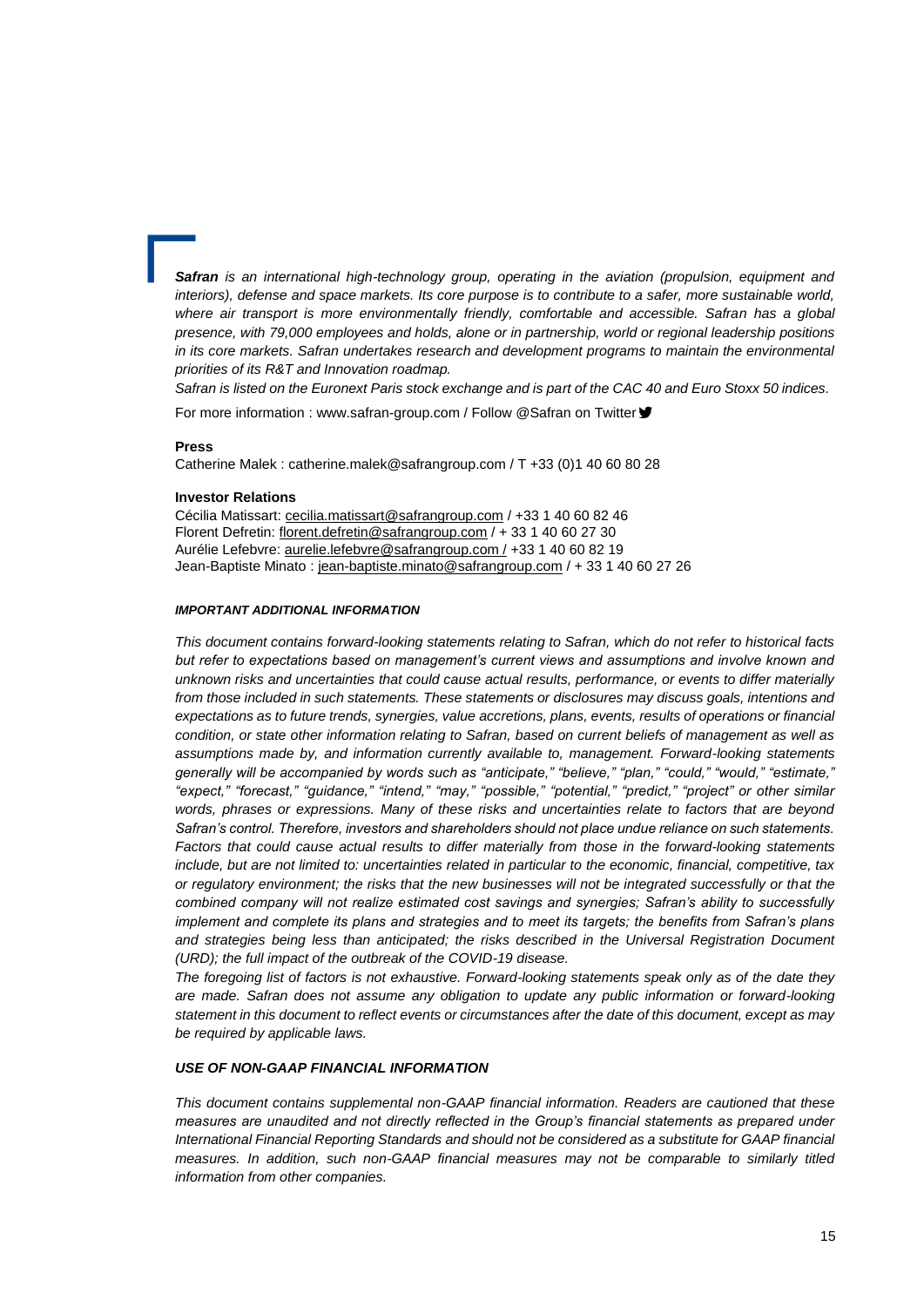***Safran** is an international high-technology group, operating in the aviation (propulsion, equipment and interiors), defense and space markets. Its core purpose is to contribute to a safer, more sustainable world, where air transport is more environmentally friendly, comfortable and accessible. Safran has a global presence, with 79,000 employees and holds, alone or in partnership, world or regional leadership positions in its core markets. Safran undertakes research and development programs to maintain the environmental priorities of its R&T and Innovation roadmap.*

*Safran is listed on the Euronext Paris stock exchange and is part of the CAC 40 and Euro Stoxx 50 indices.*

For more information : www.safran-group.com / Follow @Safran on Twitter

**Press**

Catherine Malek : catherine.malek@safrangroup.com / T +33 (0)1 40 60 80 28

**Investor Relations**

Cécilia Matissart: cecilia.matissart@safrangroup.com / +33 1 40 60 82 46
Florent Defretin: florent.defretin@safrangroup.com / + 33 1 40 60 27 30
Aurélie Lefebvre: aurelie.lefebvre@safrangroup.com / +33 1 40 60 82 19
Jean-Baptiste Minato : jean-baptiste.minato@safrangroup.com / + 33 1 40 60 27 26

***IMPORTANT ADDITIONAL INFORMATION***

*This document contains forward-looking statements relating to Safran, which do not refer to historical facts but refer to expectations based on management's current views and assumptions and involve known and unknown risks and uncertainties that could cause actual results, performance, or events to differ materially from those included in such statements. These statements or disclosures may discuss goals, intentions and expectations as to future trends, synergies, value accretions, plans, events, results of operations or financial condition, or state other information relating to Safran, based on current beliefs of management as well as assumptions made by, and information currently available to, management. Forward-looking statements generally will be accompanied by words such as "anticipate," "believe," "plan," "could," "would," "estimate," "expect," "forecast," "guidance," "intend," "may," "possible," "potential," "predict," "project" or other similar words, phrases or expressions. Many of these risks and uncertainties relate to factors that are beyond Safran's control. Therefore, investors and shareholders should not place undue reliance on such statements. Factors that could cause actual results to differ materially from those in the forward-looking statements include, but are not limited to: uncertainties related in particular to the economic, financial, competitive, tax or regulatory environment; the risks that the new businesses will not be integrated successfully or that the combined company will not realize estimated cost savings and synergies; Safran's ability to successfully implement and complete its plans and strategies and to meet its targets; the benefits from Safran's plans and strategies being less than anticipated; the risks described in the Universal Registration Document (URD); the full impact of the outbreak of the COVID-19 disease.*

*The foregoing list of factors is not exhaustive. Forward-looking statements speak only as of the date they are made. Safran does not assume any obligation to update any public information or forward-looking statement in this document to reflect events or circumstances after the date of this document, except as may be required by applicable laws.*

***USE OF NON-GAAP FINANCIAL INFORMATION***

*This document contains supplemental non-GAAP financial information. Readers are cautioned that these measures are unaudited and not directly reflected in the Group's financial statements as prepared under International Financial Reporting Standards and should not be considered as a substitute for GAAP financial measures. In addition, such non-GAAP financial measures may not be comparable to similarly titled information from other companies.*